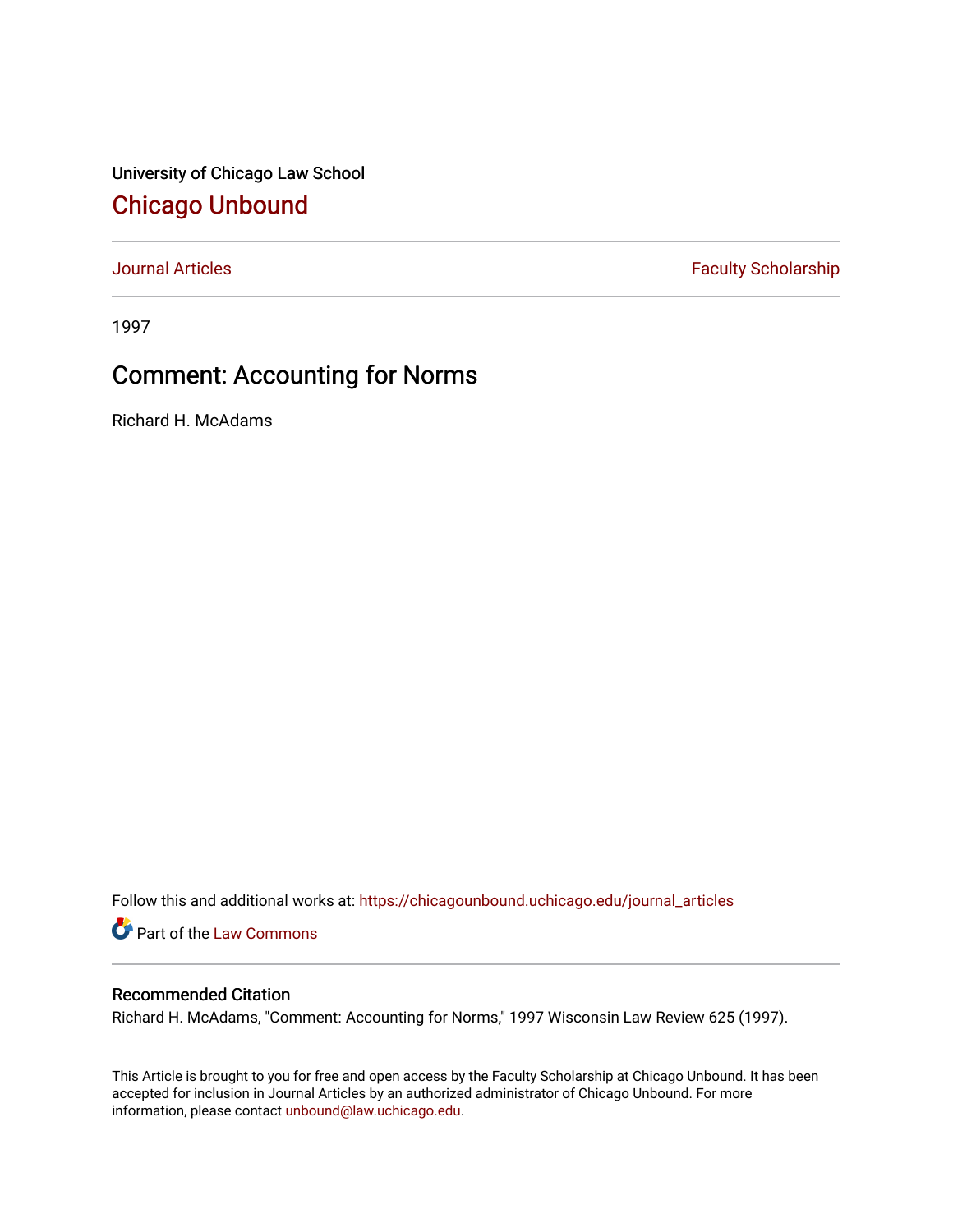University of Chicago Law School

## Chicago Unbound

Journal Articles | Faculty Scholarship

1997

# Comment: Accounting for Norms

Richard H. McAdams

Follow this and additional works at: https://chicagounbound.uchicago.edu/journal_articles

Part of the Law Commons

### Recommended Citation

Richard H. McAdams, "Comment: Accounting for Norms," 1997 Wisconsin Law Review 625 (1997).

This Article is brought to you for free and open access by the Faculty Scholarship at Chicago Unbound. It has been accepted for inclusion in Journal Articles by an authorized administrator of Chicago Unbound. For more information, please contact unbound@law.uchicago.edu.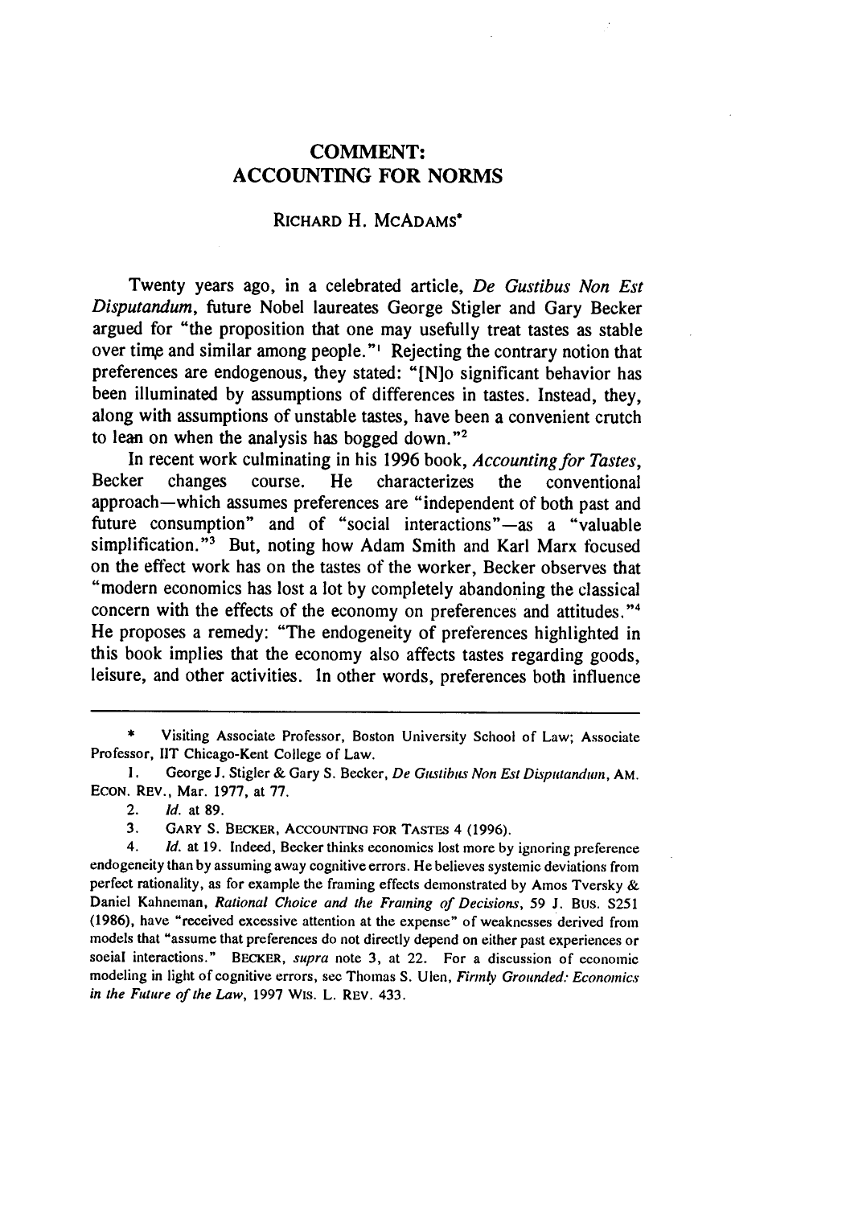# COMMENT: ACCOUNTING FOR NORMS

RICHARD H. MCADAMS*

Twenty years ago, in a celebrated article, *De Gustibus Non Est Disputandum*, future Nobel laureates George Stigler and Gary Becker argued for "the proposition that one may usefully treat tastes as stable over time and similar among people."[1] Rejecting the contrary notion that preferences are endogenous, they stated: "[N]o significant behavior has been illuminated by assumptions of differences in tastes. Instead, they, along with assumptions of unstable tastes, have been a convenient crutch to lean on when the analysis has bogged down."[2]

In recent work culminating in his 1996 book, *Accounting for Tastes*, Becker changes course. He characterizes the conventional approach—which assumes preferences are "independent of both past and future consumption" and of "social interactions"—as a "valuable simplification."[3] But, noting how Adam Smith and Karl Marx focused on the effect work has on the tastes of the worker, Becker observes that "modern economics has lost a lot by completely abandoning the classical concern with the effects of the economy on preferences and attitudes."[4] He proposes a remedy: "The endogeneity of preferences highlighted in this book implies that the economy also affects tastes regarding goods, leisure, and other activities. In other words, preferences both influence

---

\* Visiting Associate Professor, Boston University School of Law; Associate Professor, IIT Chicago-Kent College of Law.

1. George J. Stigler & Gary S. Becker, *De Gustibus Non Est Disputandum*, AM. ECON. REV., Mar. 1977, at 77.

2. *Id.* at 89.

3. GARY S. BECKER, ACCOUNTING FOR TASTES 4 (1996).

4. *Id.* at 19. Indeed, Becker thinks economics lost more by ignoring preference endogeneity than by assuming away cognitive errors. He believes systemic deviations from perfect rationality, as for example the framing effects demonstrated by Amos Tversky & Daniel Kahneman, *Rational Choice and the Framing of Decisions*, 59 J. BUS. S251 (1986), have "received excessive attention at the expense" of weaknesses derived from models that "assume that preferences do not directly depend on either past experiences or social interactions." BECKER, *supra* note 3, at 22. For a discussion of economic modeling in light of cognitive errors, see Thomas S. Ulen, *Firmly Grounded: Economics in the Future of the Law*, 1997 WIS. L. REV. 433.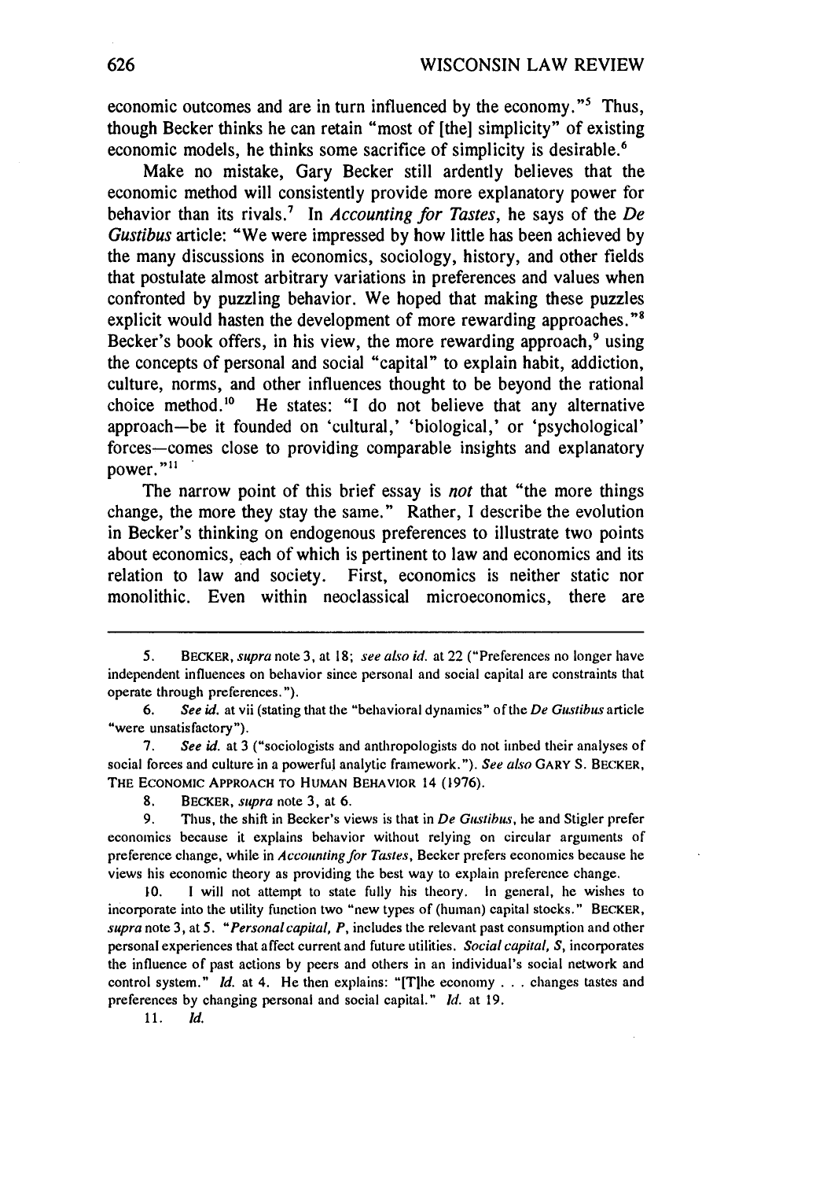economic outcomes and are in turn influenced by the economy."[5] Thus, though Becker thinks he can retain "most of [the] simplicity" of existing economic models, he thinks some sacrifice of simplicity is desirable.[6]

Make no mistake, Gary Becker still ardently believes that the economic method will consistently provide more explanatory power for behavior than its rivals.[7] In *Accounting for Tastes*, he says of the *De Gustibus* article: "We were impressed by how little has been achieved by the many discussions in economics, sociology, history, and other fields that postulate almost arbitrary variations in preferences and values when confronted by puzzling behavior. We hoped that making these puzzles explicit would hasten the development of more rewarding approaches."[8] Becker's book offers, in his view, the more rewarding approach,[9] using the concepts of personal and social "capital" to explain habit, addiction, culture, norms, and other influences thought to be beyond the rational choice method.[10] He states: "I do not believe that any alternative approach—be it founded on 'cultural,' 'biological,' or 'psychological' forces—comes close to providing comparable insights and explanatory power."[11]

The narrow point of this brief essay is *not* that "the more things change, the more they stay the same." Rather, I describe the evolution in Becker's thinking on endogenous preferences to illustrate two points about economics, each of which is pertinent to law and economics and its relation to law and society. First, economics is neither static nor monolithic. Even within neoclassical microeconomics, there are

---

5. BECKER, *supra* note 3, at 18; *see also id.* at 22 ("Preferences no longer have independent influences on behavior since personal and social capital are constraints that operate through preferences.").

6. *See id.* at vii (stating that the "behavioral dynamics" of the *De Gustibus* article "were unsatisfactory").

7. *See id.* at 3 ("sociologists and anthropologists do not imbed their analyses of social forces and culture in a powerful analytic framework."). *See also* GARY S. BECKER, THE ECONOMIC APPROACH TO HUMAN BEHAVIOR 14 (1976).

8. BECKER, *supra* note 3, at 6.

9. Thus, the shift in Becker's views is that in *De Gustibus*, he and Stigler prefer economics because it explains behavior without relying on circular arguments of preference change, while in *Accounting for Tastes*, Becker prefers economics because he views his economic theory as providing the best way to explain preference change.

10. I will not attempt to state fully his theory. In general, he wishes to incorporate into the utility function two "new types of (human) capital stocks." BECKER, *supra* note 3, at 5. "*Personal capital, P*, includes the relevant past consumption and other personal experiences that affect current and future utilities. *Social capital, S*, incorporates the influence of past actions by peers and others in an individual's social network and control system." *Id.* at 4. He then explains: "[T]he economy . . . changes tastes and preferences by changing personal and social capital." *Id.* at 19.

11. *Id.*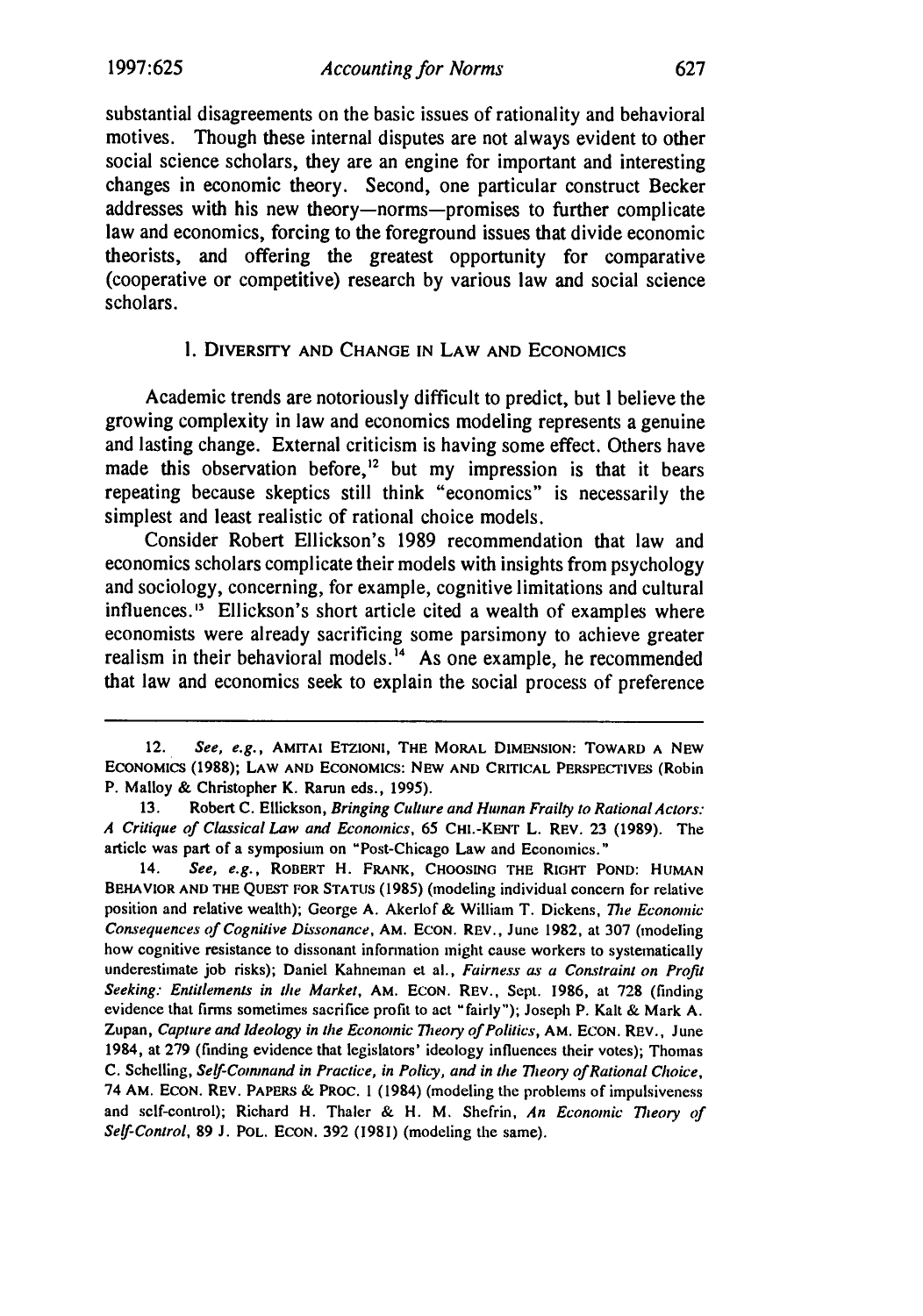substantial disagreements on the basic issues of rationality and behavioral motives. Though these internal disputes are not always evident to other social science scholars, they are an engine for important and interesting changes in economic theory. Second, one particular construct Becker addresses with his new theory—norms—promises to further complicate law and economics, forcing to the foreground issues that divide economic theorists, and offering the greatest opportunity for comparative (cooperative or competitive) research by various law and social science scholars.

## I. Diversity and Change in Law and Economics

Academic trends are notoriously difficult to predict, but I believe the growing complexity in law and economics modeling represents a genuine and lasting change. External criticism is having some effect. Others have made this observation before,[12] but my impression is that it bears repeating because skeptics still think "economics" is necessarily the simplest and least realistic of rational choice models.

Consider Robert Ellickson's 1989 recommendation that law and economics scholars complicate their models with insights from psychology and sociology, concerning, for example, cognitive limitations and cultural influences.[13] Ellickson's short article cited a wealth of examples where economists were already sacrificing some parsimony to achieve greater realism in their behavioral models.[14] As one example, he recommended that law and economics seek to explain the social process of preference

---

12. *See, e.g.*, AMITAI ETZIONI, THE MORAL DIMENSION: TOWARD A NEW ECONOMICS (1988); LAW AND ECONOMICS: NEW AND CRITICAL PERSPECTIVES (Robin P. Malloy & Christopher K. Rarun eds., 1995).

13. Robert C. Ellickson, *Bringing Culture and Human Frailty to Rational Actors: A Critique of Classical Law and Economics*, 65 CHI.-KENT L. REV. 23 (1989). The article was part of a symposium on "Post-Chicago Law and Economics."

14. *See, e.g.*, ROBERT H. FRANK, CHOOSING THE RIGHT POND: HUMAN BEHAVIOR AND THE QUEST FOR STATUS (1985) (modeling individual concern for relative position and relative wealth); George A. Akerlof & William T. Dickens, *The Economic Consequences of Cognitive Dissonance*, AM. ECON. REV., June 1982, at 307 (modeling how cognitive resistance to dissonant information might cause workers to systematically underestimate job risks); Daniel Kahneman et al., *Fairness as a Constraint on Profit Seeking: Entitlements in the Market*, AM. ECON. REV., Sept. 1986, at 728 (finding evidence that firms sometimes sacrifice profit to act "fairly"); Joseph P. Kalt & Mark A. Zupan, *Capture and Ideology in the Economic Theory of Politics*, AM. ECON. REV., June 1984, at 279 (finding evidence that legislators' ideology influences their votes); Thomas C. Schelling, *Self-Command in Practice, in Policy, and in the Theory of Rational Choice*, 74 AM. ECON. REV. PAPERS & PROC. 1 (1984) (modeling the problems of impulsiveness and self-control); Richard H. Thaler & H. M. Shefrin, *An Economic Theory of Self-Control*, 89 J. POL. ECON. 392 (1981) (modeling the same).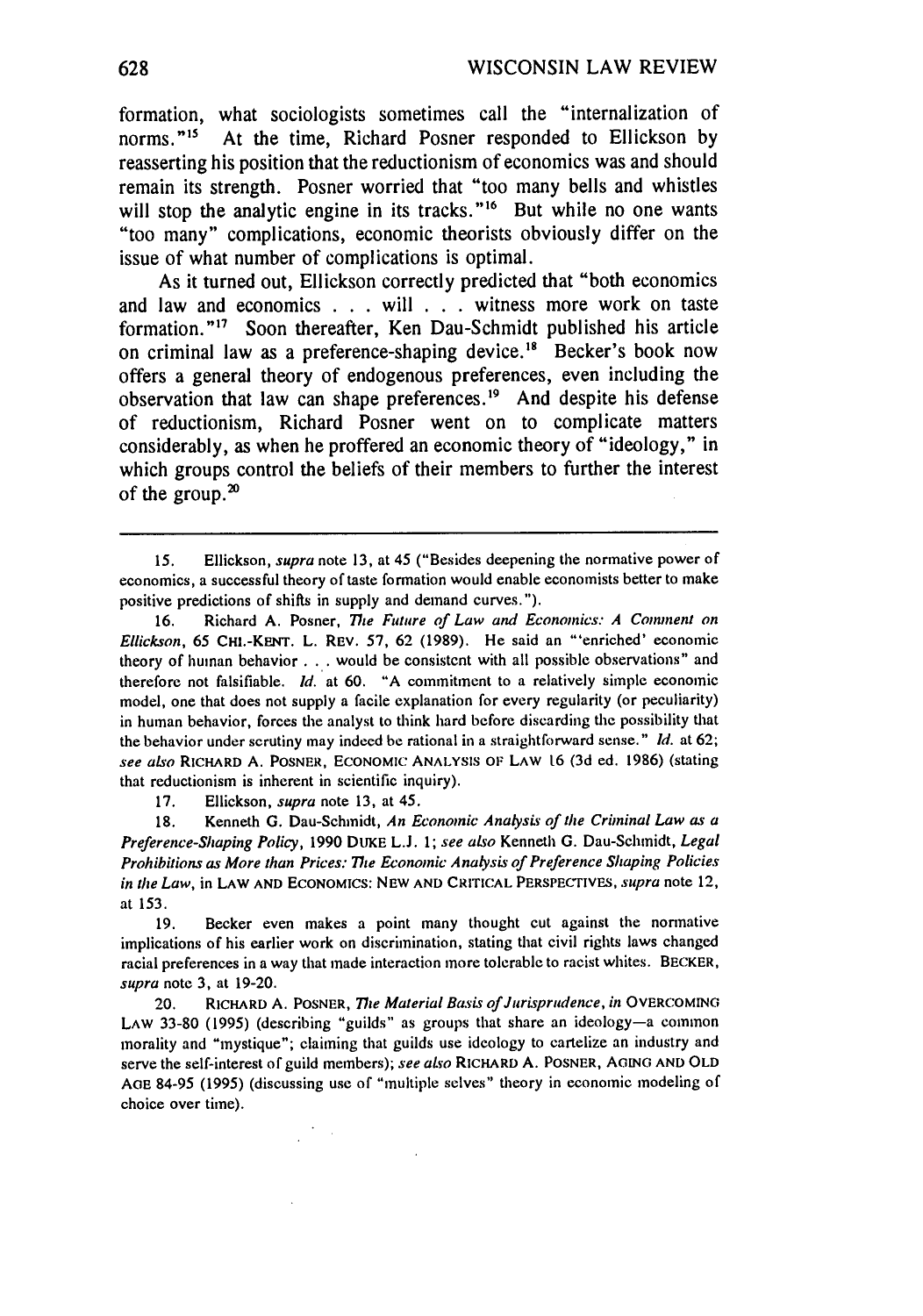formation, what sociologists sometimes call the "internalization of norms."[15] At the time, Richard Posner responded to Ellickson by reasserting his position that the reductionism of economics was and should remain its strength. Posner worried that "too many bells and whistles will stop the analytic engine in its tracks."[16] But while no one wants "too many" complications, economic theorists obviously differ on the issue of what number of complications is optimal.

As it turned out, Ellickson correctly predicted that "both economics and law and economics . . . will . . . witness more work on taste formation."[17] Soon thereafter, Ken Dau-Schmidt published his article on criminal law as a preference-shaping device.[18] Becker's book now offers a general theory of endogenous preferences, even including the observation that law can shape preferences.[19] And despite his defense of reductionism, Richard Posner went on to complicate matters considerably, as when he proffered an economic theory of "ideology," in which groups control the beliefs of their members to further the interest of the group.[20]

---

15. Ellickson, *supra* note 13, at 45 ("Besides deepening the normative power of economics, a successful theory of taste formation would enable economists better to make positive predictions of shifts in supply and demand curves.").

16. Richard A. Posner, *The Future of Law and Economics: A Comment on Ellickson*, 65 CHI.-KENT. L. REV. 57, 62 (1989). He said an "'enriched' economic theory of human behavior . . . would be consistent with all possible observations" and therefore not falsifiable. *Id.* at 60. "A commitment to a relatively simple economic model, one that does not supply a facile explanation for every regularity (or peculiarity) in human behavior, forces the analyst to think hard before discarding the possibility that the behavior under scrutiny may indeed be rational in a straightforward sense." *Id.* at 62; *see also* RICHARD A. POSNER, ECONOMIC ANALYSIS OF LAW 16 (3d ed. 1986) (stating that reductionism is inherent in scientific inquiry).

17. Ellickson, *supra* note 13, at 45.

18. Kenneth G. Dau-Schmidt, *An Economic Analysis of the Criminal Law as a Preference-Shaping Policy*, 1990 DUKE L.J. 1; *see also* Kenneth G. Dau-Schmidt, *Legal Prohibitions as More than Prices: The Economic Analysis of Preference Shaping Policies in the Law*, in LAW AND ECONOMICS: NEW AND CRITICAL PERSPECTIVES, *supra* note 12, at 153.

19. Becker even makes a point many thought cut against the normative implications of his earlier work on discrimination, stating that civil rights laws changed racial preferences in a way that made interaction more tolerable to racist whites. BECKER, *supra* note 3, at 19-20.

20. RICHARD A. POSNER, *The Material Basis of Jurisprudence*, *in* OVERCOMING LAW 33-80 (1995) (describing "guilds" as groups that share an ideology—a common morality and "mystique"; claiming that guilds use ideology to cartelize an industry and serve the self-interest of guild members); *see also* RICHARD A. POSNER, AGING AND OLD AGE 84-95 (1995) (discussing use of "multiple selves" theory in economic modeling of choice over time).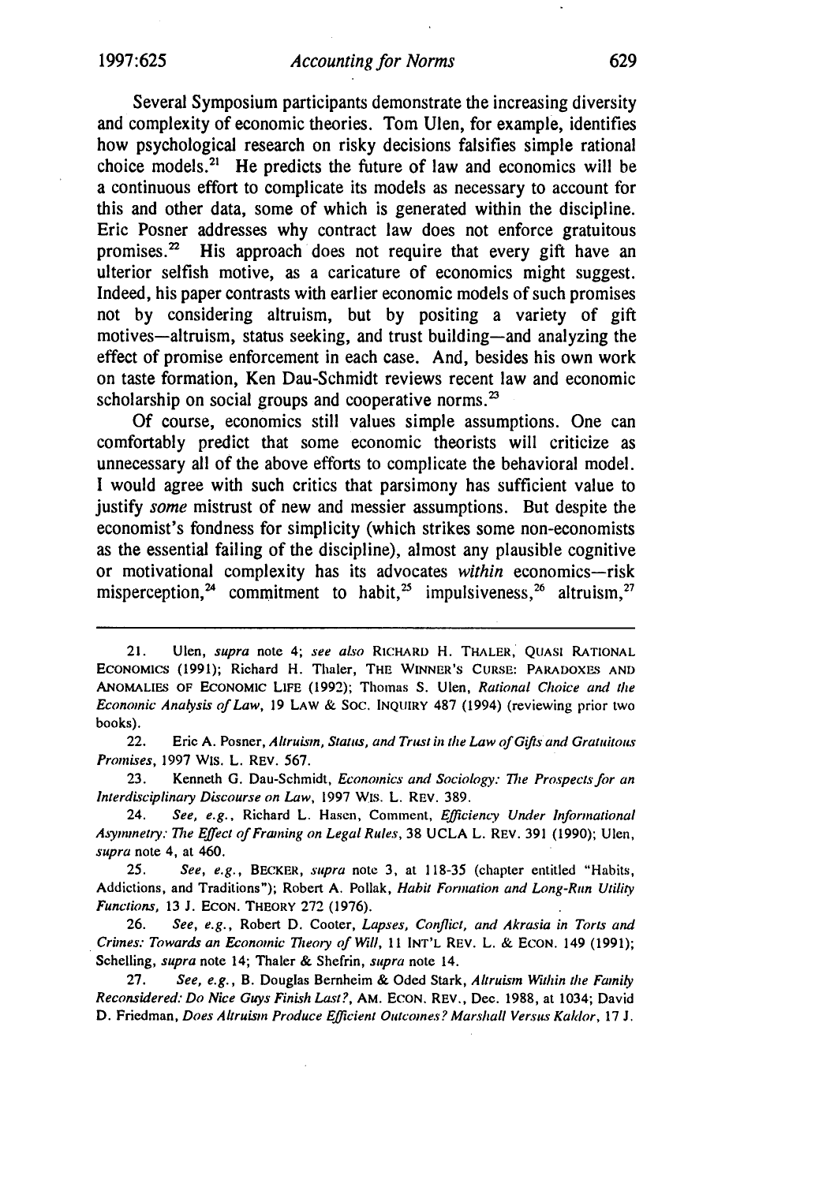Several Symposium participants demonstrate the increasing diversity and complexity of economic theories. Tom Ulen, for example, identifies how psychological research on risky decisions falsifies simple rational choice models.[21] He predicts the future of law and economics will be a continuous effort to complicate its models as necessary to account for this and other data, some of which is generated within the discipline. Eric Posner addresses why contract law does not enforce gratuitous promises.[22] His approach does not require that every gift have an ulterior selfish motive, as a caricature of economics might suggest. Indeed, his paper contrasts with earlier economic models of such promises not by considering altruism, but by positing a variety of gift motives—altruism, status seeking, and trust building—and analyzing the effect of promise enforcement in each case. And, besides his own work on taste formation, Ken Dau-Schmidt reviews recent law and economic scholarship on social groups and cooperative norms.[23]

Of course, economics still values simple assumptions. One can comfortably predict that some economic theorists will criticize as unnecessary all of the above efforts to complicate the behavioral model. I would agree with such critics that parsimony has sufficient value to justify *some* mistrust of new and messier assumptions. But despite the economist's fondness for simplicity (which strikes some non-economists as the essential failing of the discipline), almost any plausible cognitive or motivational complexity has its advocates *within* economics—risk misperception,[24] commitment to habit,[25] impulsiveness,[26] altruism,[27]

---

21. Ulen, *supra* note 4; *see also* RICHARD H. THALER, QUASI RATIONAL ECONOMICS (1991); Richard H. Thaler, THE WINNER'S CURSE: PARADOXES AND ANOMALIES OF ECONOMIC LIFE (1992); Thomas S. Ulen, *Rational Choice and the Economic Analysis of Law*, 19 LAW & SOC. INQUIRY 487 (1994) (reviewing prior two books).

22. Eric A. Posner, *Altruism, Status, and Trust in the Law of Gifts and Gratuitous Promises*, 1997 WIS. L. REV. 567.

23. Kenneth G. Dau-Schmidt, *Economics and Sociology: The Prospects for an Interdisciplinary Discourse on Law*, 1997 WIS. L. REV. 389.

24. *See, e.g.*, Richard L. Hasen, Comment, *Efficiency Under Informational Asymmetry: The Effect of Framing on Legal Rules*, 38 UCLA L. REV. 391 (1990); Ulen, *supra* note 4, at 460.

25. *See, e.g.*, BECKER, *supra* note 3, at 118-35 (chapter entitled "Habits, Addictions, and Traditions"); Robert A. Pollak, *Habit Formation and Long-Run Utility Functions*, 13 J. ECON. THEORY 272 (1976).

26. *See, e.g.*, Robert D. Cooter, *Lapses, Conflict, and Akrasia in Torts and Crimes: Towards an Economic Theory of Will*, 11 INT'L REV. L. & ECON. 149 (1991); Schelling, *supra* note 14; Thaler & Shefrin, *supra* note 14.

27. *See, e.g.*, B. Douglas Bernheim & Oded Stark, *Altruism Within the Family Reconsidered: Do Nice Guys Finish Last?*, AM. ECON. REV., Dec. 1988, at 1034; David D. Friedman, *Does Altruism Produce Efficient Outcomes? Marshall Versus Kaldor*, 17 J.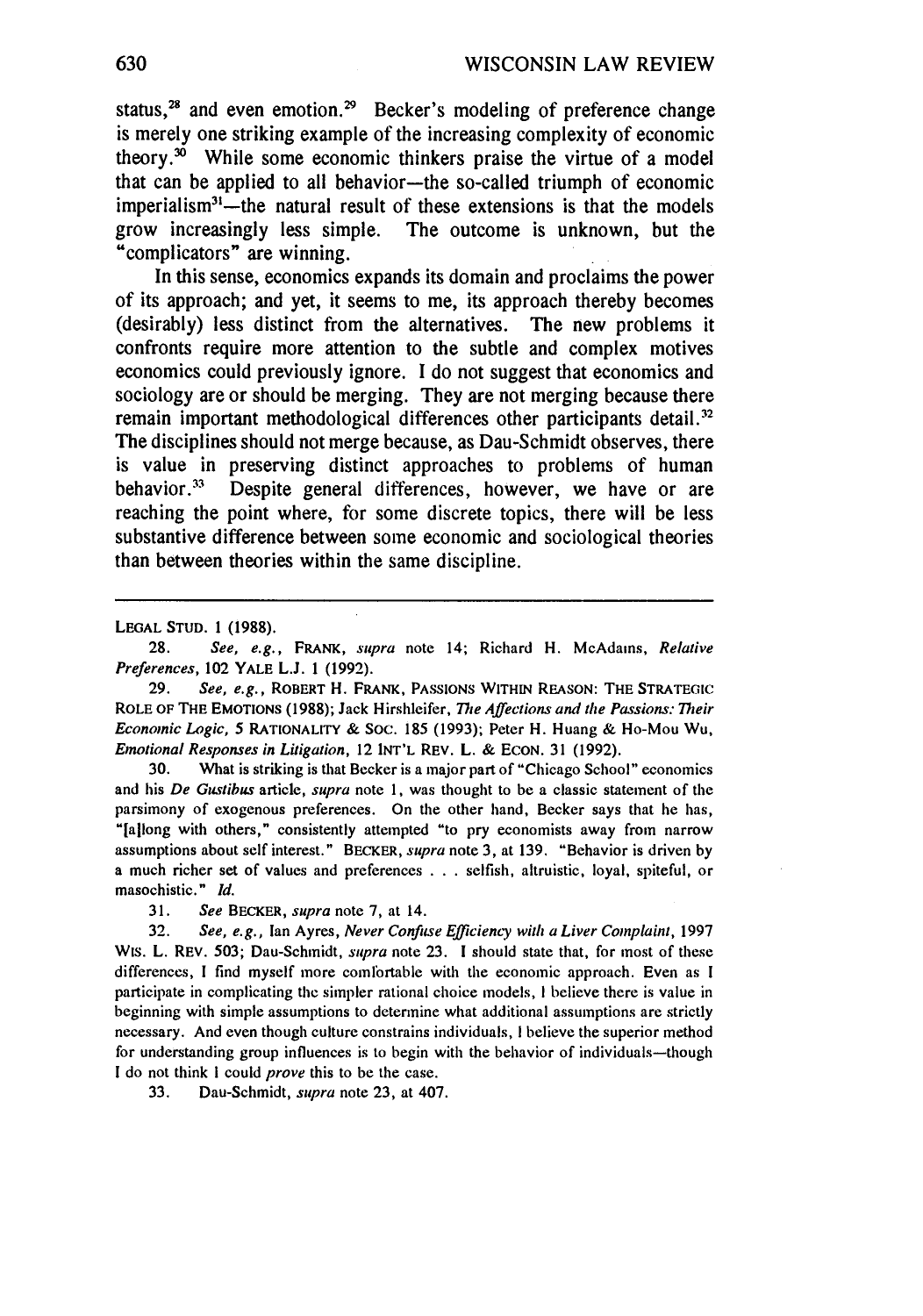status,[28] and even emotion.[29] Becker's modeling of preference change is merely one striking example of the increasing complexity of economic theory.[30] While some economic thinkers praise the virtue of a model that can be applied to all behavior—the so-called triumph of economic imperialism[31]—the natural result of these extensions is that the models grow increasingly less simple. The outcome is unknown, but the "complicators" are winning.

In this sense, economics expands its domain and proclaims the power of its approach; and yet, it seems to me, its approach thereby becomes (desirably) less distinct from the alternatives. The new problems it confronts require more attention to the subtle and complex motives economics could previously ignore. I do not suggest that economics and sociology are or should be merging. They are not merging because there remain important methodological differences other participants detail.[32] The disciplines should not merge because, as Dau-Schmidt observes, there is value in preserving distinct approaches to problems of human behavior.[33] Despite general differences, however, we have or are reaching the point where, for some discrete topics, there will be less substantive difference between some economic and sociological theories than between theories within the same discipline.

---

LEGAL STUD. 1 (1988).

28. *See, e.g.*, FRANK, *supra* note 14; Richard H. McAdams, *Relative Preferences*, 102 YALE L.J. 1 (1992).

29. *See, e.g.*, ROBERT H. FRANK, PASSIONS WITHIN REASON: THE STRATEGIC ROLE OF THE EMOTIONS (1988); Jack Hirshleifer, *The Affections and the Passions: Their Economic Logic*, 5 RATIONALITY & SOC. 185 (1993); Peter H. Huang & Ho-Mou Wu, *Emotional Responses in Litigation*, 12 INT'L REV. L. & ECON. 31 (1992).

30. What is striking is that Becker is a major part of "Chicago School" economics and his *De Gustibus* article, *supra* note 1, was thought to be a classic statement of the parsimony of exogenous preferences. On the other hand, Becker says that he has, "[a]long with others," consistently attempted "to pry economists away from narrow assumptions about self interest." BECKER, *supra* note 3, at 139. "Behavior is driven by a much richer set of values and preferences . . . selfish, altruistic, loyal, spiteful, or masochistic." *Id.*

31. *See* BECKER, *supra* note 7, at 14.

32. *See, e.g.*, Ian Ayres, *Never Confuse Efficiency with a Liver Complaint*, 1997 WIS. L. REV. 503; Dau-Schmidt, *supra* note 23. I should state that, for most of these differences, I find myself more comfortable with the economic approach. Even as I participate in complicating the simpler rational choice models, I believe there is value in beginning with simple assumptions to determine what additional assumptions are strictly necessary. And even though culture constrains individuals, I believe the superior method for understanding group influences is to begin with the behavior of individuals—though I do not think I could *prove* this to be the case.

33. Dau-Schmidt, *supra* note 23, at 407.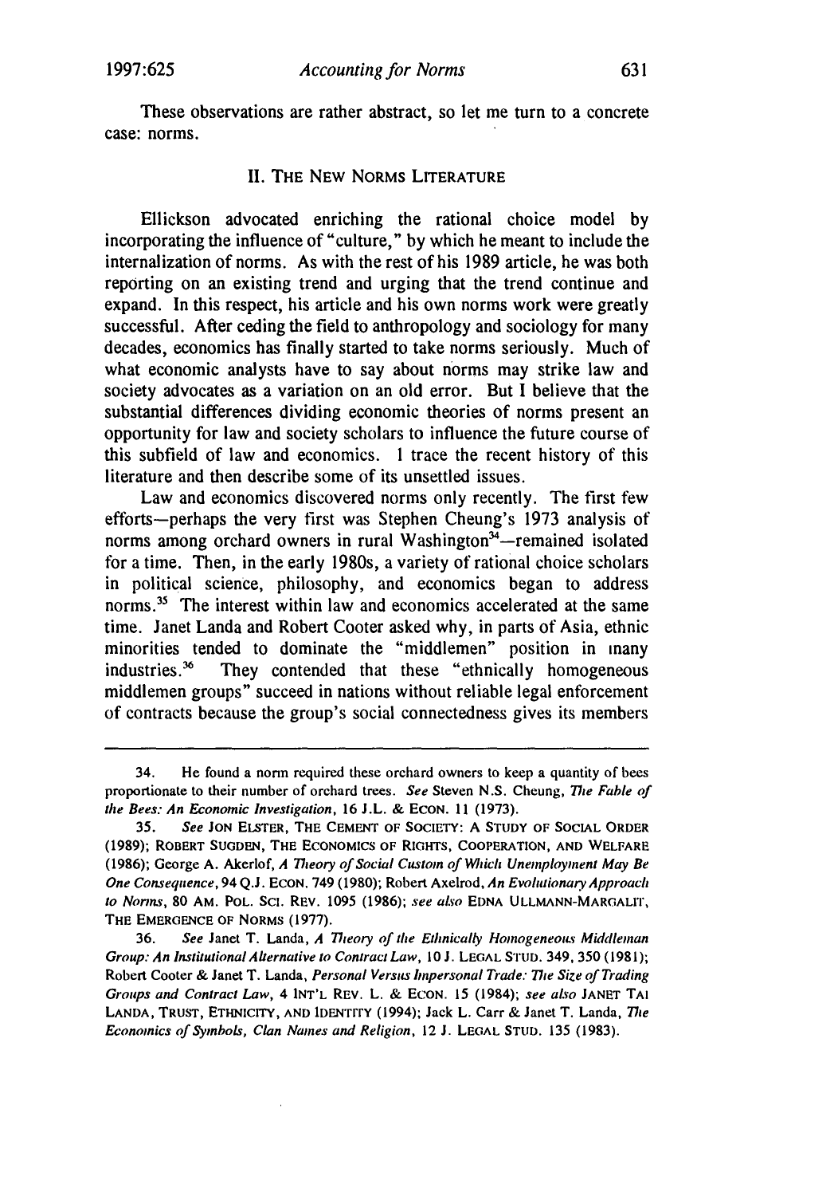These observations are rather abstract, so let me turn to a concrete case: norms.

## II. THE NEW NORMS LITERATURE

Ellickson advocated enriching the rational choice model by incorporating the influence of "culture," by which he meant to include the internalization of norms. As with the rest of his 1989 article, he was both reporting on an existing trend and urging that the trend continue and expand. In this respect, his article and his own norms work were greatly successful. After ceding the field to anthropology and sociology for many decades, economics has finally started to take norms seriously. Much of what economic analysts have to say about norms may strike law and society advocates as a variation on an old error. But I believe that the substantial differences dividing economic theories of norms present an opportunity for law and society scholars to influence the future course of this subfield of law and economics. I trace the recent history of this literature and then describe some of its unsettled issues.

Law and economics discovered norms only recently. The first few efforts—perhaps the very first was Stephen Cheung's 1973 analysis of norms among orchard owners in rural Washington[34]—remained isolated for a time. Then, in the early 1980s, a variety of rational choice scholars in political science, philosophy, and economics began to address norms.[35] The interest within law and economics accelerated at the same time. Janet Landa and Robert Cooter asked why, in parts of Asia, ethnic minorities tended to dominate the "middlemen" position in many industries.[36] They contended that these "ethnically homogeneous middlemen groups" succeed in nations without reliable legal enforcement of contracts because the group's social connectedness gives its members

---

34. He found a norm required these orchard owners to keep a quantity of bees proportionate to their number of orchard trees. *See* Steven N.S. Cheung, *The Fable of the Bees: An Economic Investigation*, 16 J.L. & ECON. 11 (1973).

35. *See* JON ELSTER, THE CEMENT OF SOCIETY: A STUDY OF SOCIAL ORDER (1989); ROBERT SUGDEN, THE ECONOMICS OF RIGHTS, COOPERATION, AND WELFARE (1986); George A. Akerlof, *A Theory of Social Custom of Which Unemployment May Be One Consequence*, 94 Q.J. ECON. 749 (1980); Robert Axelrod, *An Evolutionary Approach to Norms*, 80 AM. POL. SCI. REV. 1095 (1986); *see also* EDNA ULLMANN-MARGALIT, THE EMERGENCE OF NORMS (1977).

36. *See* Janet T. Landa, *A Theory of the Ethnically Homogeneous Middleman Group: An Institutional Alternative to Contract Law*, 10 J. LEGAL STUD. 349, 350 (1981); Robert Cooter & Janet T. Landa, *Personal Versus Impersonal Trade: The Size of Trading Groups and Contract Law*, 4 INT'L REV. L. & ECON. 15 (1984); *see also* JANET TAI LANDA, TRUST, ETHNICITY, AND IDENTITY (1994); Jack L. Carr & Janet T. Landa, *The Economics of Symbols, Clan Names and Religion*, 12 J. LEGAL STUD. 135 (1983).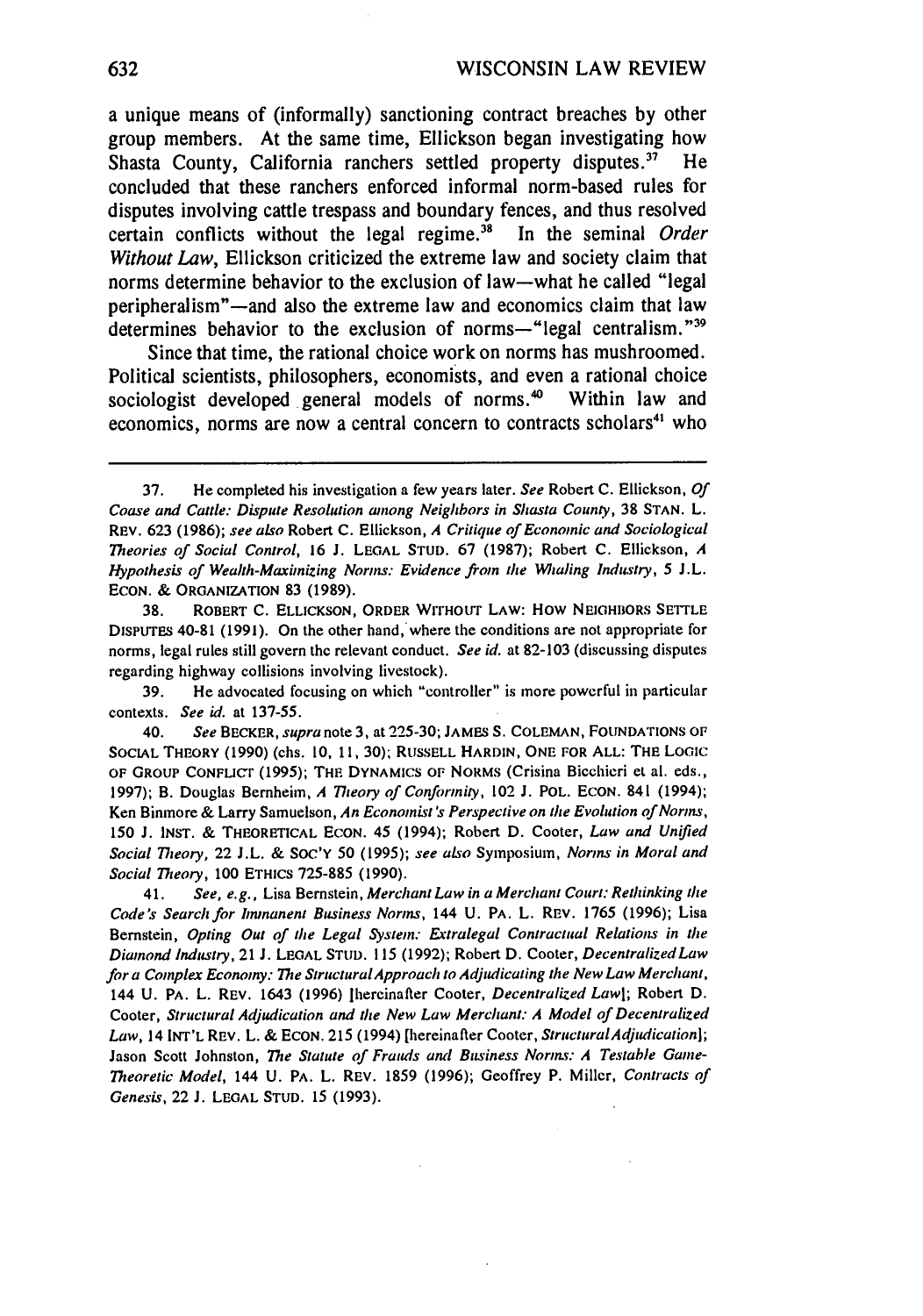a unique means of (informally) sanctioning contract breaches by other group members. At the same time, Ellickson began investigating how Shasta County, California ranchers settled property disputes.[37] He concluded that these ranchers enforced informal norm-based rules for disputes involving cattle trespass and boundary fences, and thus resolved certain conflicts without the legal regime.[38] In the seminal *Order Without Law*, Ellickson criticized the extreme law and society claim that norms determine behavior to the exclusion of law—what he called "legal peripheralism"—and also the extreme law and economics claim that law determines behavior to the exclusion of norms—"legal centralism."[39]

Since that time, the rational choice work on norms has mushroomed. Political scientists, philosophers, economists, and even a rational choice sociologist developed general models of norms.[40] Within law and economics, norms are now a central concern to contracts scholars[41] who

---

37. He completed his investigation a few years later. *See* Robert C. Ellickson, *Of Coase and Cattle: Dispute Resolution among Neighbors in Shasta County*, 38 STAN. L. REV. 623 (1986); *see also* Robert C. Ellickson, *A Critique of Economic and Sociological Theories of Social Control*, 16 J. LEGAL STUD. 67 (1987); Robert C. Ellickson, *A Hypothesis of Wealth-Maximizing Norms: Evidence from the Whaling Industry*, 5 J.L. ECON. & ORGANIZATION 83 (1989).

38. ROBERT C. ELLICKSON, ORDER WITHOUT LAW: HOW NEIGHBORS SETTLE DISPUTES 40-81 (1991). On the other hand, where the conditions are not appropriate for norms, legal rules still govern the relevant conduct. *See id.* at 82-103 (discussing disputes regarding highway collisions involving livestock).

39. He advocated focusing on which "controller" is more powerful in particular contexts. *See id.* at 137-55.

40. *See* BECKER, *supra* note 3, at 225-30; JAMES S. COLEMAN, FOUNDATIONS OF SOCIAL THEORY (1990) (chs. 10, 11, 30); RUSSELL HARDIN, ONE FOR ALL: THE LOGIC OF GROUP CONFLICT (1995); THE DYNAMICS OF NORMS (Crisina Bicchieri et al. eds., 1997); B. Douglas Bernheim, *A Theory of Conformity*, 102 J. POL. ECON. 841 (1994); Ken Binmore & Larry Samuelson, *An Economist's Perspective on the Evolution of Norms*, 150 J. INST. & THEORETICAL ECON. 45 (1994); Robert D. Cooter, *Law and Unified Social Theory*, 22 J.L. & SOC'Y 50 (1995); *see also* Symposium, *Norms in Moral and Social Theory*, 100 ETHICS 725-885 (1990).

41. *See, e.g.*, Lisa Bernstein, *Merchant Law in a Merchant Court: Rethinking the Code's Search for Immanent Business Norms*, 144 U. PA. L. REV. 1765 (1996); Lisa Bernstein, *Opting Out of the Legal System: Extralegal Contractual Relations in the Diamond Industry*, 21 J. LEGAL STUD. 115 (1992); Robert D. Cooter, *Decentralized Law for a Complex Economy: The Structural Approach to Adjudicating the New Law Merchant*, 144 U. PA. L. REV. 1643 (1996) [hereinafter Cooter, *Decentralized Law*]; Robert D. Cooter, *Structural Adjudication and the New Law Merchant: A Model of Decentralized Law*, 14 INT'L REV. L. & ECON. 215 (1994) [hereinafter Cooter, *Structural Adjudication*]; Jason Scott Johnston, *The Statute of Frauds and Business Norms: A Testable Game-Theoretic Model*, 144 U. PA. L. REV. 1859 (1996); Geoffrey P. Miller, *Contracts of Genesis*, 22 J. LEGAL STUD. 15 (1993).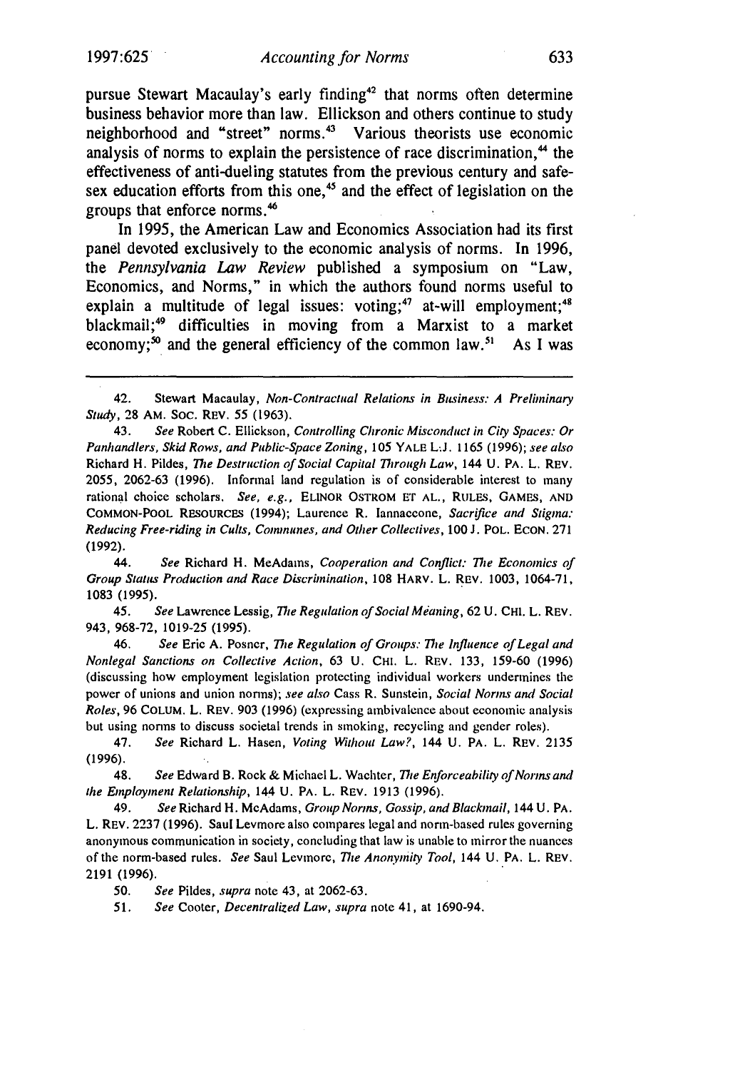pursue Stewart Macaulay's early finding[42] that norms often determine business behavior more than law. Ellickson and others continue to study neighborhood and "street" norms.[43] Various theorists use economic analysis of norms to explain the persistence of race discrimination,[44] the effectiveness of anti-dueling statutes from the previous century and safe-sex education efforts from this one,[45] and the effect of legislation on the groups that enforce norms.[46]

In 1995, the American Law and Economics Association had its first panel devoted exclusively to the economic analysis of norms. In 1996, the *Pennsylvania Law Review* published a symposium on "Law, Economics, and Norms," in which the authors found norms useful to explain a multitude of legal issues: voting;[47] at-will employment;[48] blackmail;[49] difficulties in moving from a Marxist to a market economy;[50] and the general efficiency of the common law.[51] As I was

---

42. Stewart Macaulay, *Non-Contractual Relations in Business: A Preliminary Study*, 28 AM. SOC. REV. 55 (1963).

43. *See* Robert C. Ellickson, *Controlling Chronic Misconduct in City Spaces: Or Panhandlers, Skid Rows, and Public-Space Zoning*, 105 YALE L.J. 1165 (1996); *see also* Richard H. Pildes, *The Destruction of Social Capital Through Law*, 144 U. PA. L. REV. 2055, 2062-63 (1996). Informal land regulation is of considerable interest to many rational choice scholars. *See, e.g.*, ELINOR OSTROM ET AL., RULES, GAMES, AND COMMON-POOL RESOURCES (1994); Laurence R. Iannaccone, *Sacrifice and Stigma: Reducing Free-riding in Cults, Communes, and Other Collectives*, 100 J. POL. ECON. 271 (1992).

44. *See* Richard H. McAdams, *Cooperation and Conflict: The Economics of Group Status Production and Race Discrimination*, 108 HARV. L. REV. 1003, 1064-71, 1083 (1995).

45. *See* Lawrence Lessig, *The Regulation of Social Meaning*, 62 U. CHI. L. REV. 943, 968-72, 1019-25 (1995).

46. *See* Eric A. Posner, *The Regulation of Groups: The Influence of Legal and Nonlegal Sanctions on Collective Action*, 63 U. CHI. L. REV. 133, 159-60 (1996) (discussing how employment legislation protecting individual workers undermines the power of unions and union norms); *see also* Cass R. Sunstein, *Social Norms and Social Roles*, 96 COLUM. L. REV. 903 (1996) (expressing ambivalence about economic analysis but using norms to discuss societal trends in smoking, recycling and gender roles).

47. *See* Richard L. Hasen, *Voting Without Law?*, 144 U. PA. L. REV. 2135 (1996).

48. *See* Edward B. Rock & Michael L. Wachter, *The Enforceability of Norms and the Employment Relationship*, 144 U. PA. L. REV. 1913 (1996).

49. *See* Richard H. McAdams, *Group Norms, Gossip, and Blackmail*, 144 U. PA. L. REV. 2237 (1996). Saul Levmore also compares legal and norm-based rules governing anonymous communication in society, concluding that law is unable to mirror the nuances of the norm-based rules. *See* Saul Levmore, *The Anonymity Tool*, 144 U. PA. L. REV. 2191 (1996).

50. *See* Pildes, *supra* note 43, at 2062-63.

51. *See* Cooter, *Decentralized Law*, *supra* note 41, at 1690-94.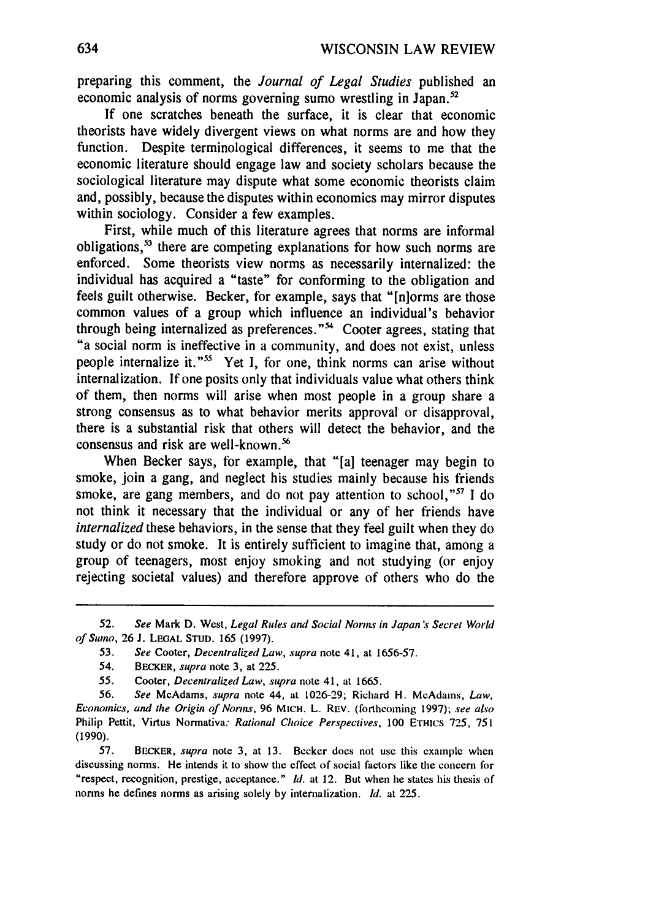preparing this comment, the *Journal of Legal Studies* published an economic analysis of norms governing sumo wrestling in Japan.[52]

If one scratches beneath the surface, it is clear that economic theorists have widely divergent views on what norms are and how they function. Despite terminological differences, it seems to me that the economic literature should engage law and society scholars because the sociological literature may dispute what some economic theorists claim and, possibly, because the disputes within economics may mirror disputes within sociology. Consider a few examples.

First, while much of this literature agrees that norms are informal obligations,[53] there are competing explanations for how such norms are enforced. Some theorists view norms as necessarily internalized: the individual has acquired a "taste" for conforming to the obligation and feels guilt otherwise. Becker, for example, says that "[n]orms are those common values of a group which influence an individual's behavior through being internalized as preferences."[54] Cooter agrees, stating that "a social norm is ineffective in a community, and does not exist, unless people internalize it."[55] Yet I, for one, think norms can arise without internalization. If one posits only that individuals value what others think of them, then norms will arise when most people in a group share a strong consensus as to what behavior merits approval or disapproval, there is a substantial risk that others will detect the behavior, and the consensus and risk are well-known.[56]

When Becker says, for example, that "[a] teenager may begin to smoke, join a gang, and neglect his studies mainly because his friends smoke, are gang members, and do not pay attention to school,"[57] I do not think it necessary that the individual or any of her friends have *internalized* these behaviors, in the sense that they feel guilt when they do study or do not smoke. It is entirely sufficient to imagine that, among a group of teenagers, most enjoy smoking and not studying (or enjoy rejecting societal values) and therefore approve of others who do the

---

52. *See* Mark D. West, *Legal Rules and Social Norms in Japan's Secret World of Sumo*, 26 J. LEGAL STUD. 165 (1997).

53. *See* Cooter, *Decentralized Law*, *supra* note 41, at 1656-57.

54. BECKER, *supra* note 3, at 225.

55. Cooter, *Decentralized Law*, *supra* note 41, at 1665.

56. *See* McAdams, *supra* note 44, at 1026-29; Richard H. McAdams, *Law, Economics, and the Origin of Norms*, 96 MICH. L. REV. (forthcoming 1997); *see also* Philip Pettit, Virtus Normativa*: Rational Choice Perspectives*, 100 ETHICS 725, 751 (1990).

57. BECKER, *supra* note 3, at 13. Becker does not use this example when discussing norms. He intends it to show the effect of social factors like the concern for "respect, recognition, prestige, acceptance." *Id.* at 12. But when he states his thesis of norms he defines norms as arising solely by internalization. *Id.* at 225.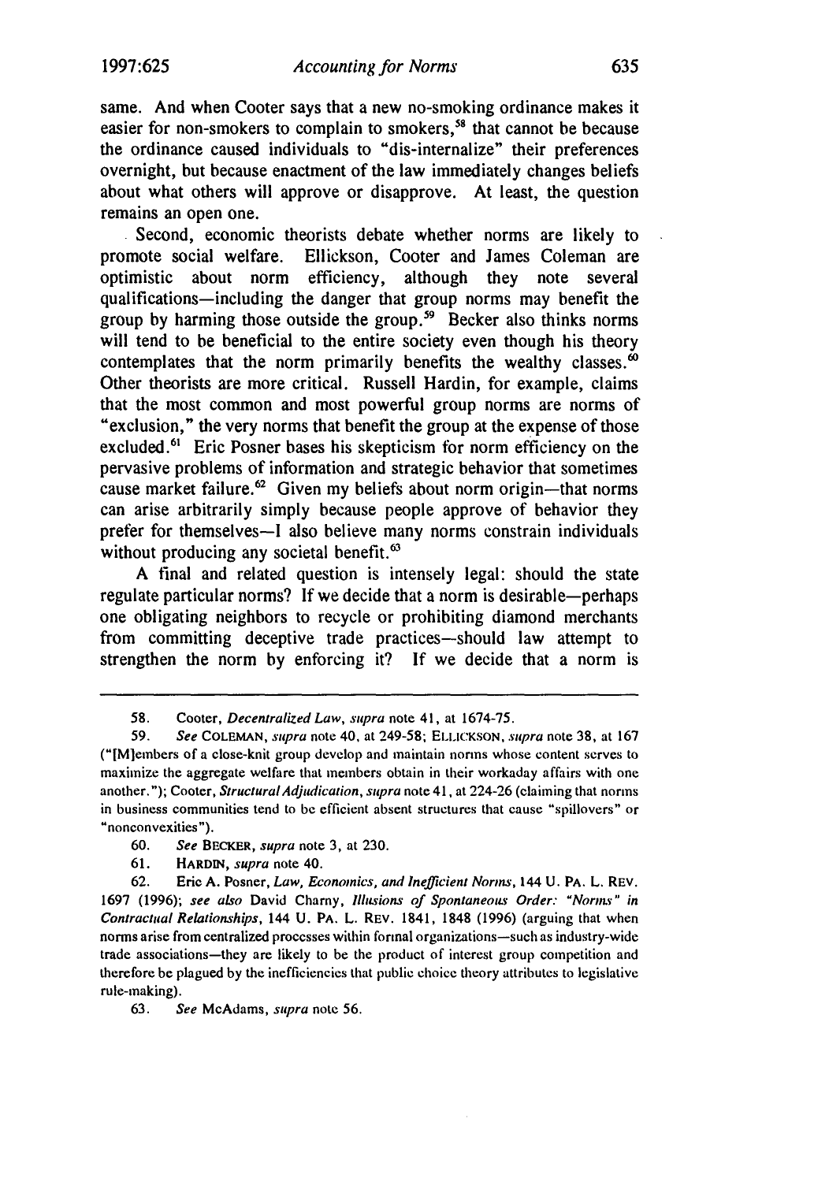same. And when Cooter says that a new no-smoking ordinance makes it easier for non-smokers to complain to smokers,[58] that cannot be because the ordinance caused individuals to "dis-internalize" their preferences overnight, but because enactment of the law immediately changes beliefs about what others will approve or disapprove. At least, the question remains an open one.

Second, economic theorists debate whether norms are likely to promote social welfare. Ellickson, Cooter and James Coleman are optimistic about norm efficiency, although they note several qualifications—including the danger that group norms may benefit the group by harming those outside the group.[59] Becker also thinks norms will tend to be beneficial to the entire society even though his theory contemplates that the norm primarily benefits the wealthy classes.[60] Other theorists are more critical. Russell Hardin, for example, claims that the most common and most powerful group norms are norms of "exclusion," the very norms that benefit the group at the expense of those excluded.[61] Eric Posner bases his skepticism for norm efficiency on the pervasive problems of information and strategic behavior that sometimes cause market failure.[62] Given my beliefs about norm origin—that norms can arise arbitrarily simply because people approve of behavior they prefer for themselves—I also believe many norms constrain individuals without producing any societal benefit.[63]

A final and related question is intensely legal: should the state regulate particular norms? If we decide that a norm is desirable—perhaps one obligating neighbors to recycle or prohibiting diamond merchants from committing deceptive trade practices—should law attempt to strengthen the norm by enforcing it? If we decide that a norm is

---

58. Cooter, *Decentralized Law*, *supra* note 41, at 1674-75.

59. *See* COLEMAN, *supra* note 40, at 249-58; ELLICKSON, *supra* note 38, at 167 ("[M]embers of a close-knit group develop and maintain norms whose content serves to maximize the aggregate welfare that members obtain in their workaday affairs with one another."); Cooter, *Structural Adjudication*, *supra* note 41, at 224-26 (claiming that norms in business communities tend to be efficient absent structures that cause "spillovers" or "nonconvexities").

60. *See* BECKER, *supra* note 3, at 230.

61. HARDIN, *supra* note 40.

62. Eric A. Posner, *Law, Economics, and Inefficient Norms*, 144 U. PA. L. REV. 1697 (1996); *see also* David Charny, *Illusions of Spontaneous Order: "Norms" in Contractual Relationships*, 144 U. PA. L. REV. 1841, 1848 (1996) (arguing that when norms arise from centralized processes within formal organizations—such as industry-wide trade associations—they are likely to be the product of interest group competition and therefore be plagued by the inefficiencies that public choice theory attributes to legislative rule-making).

63. *See* McAdams, *supra* note 56.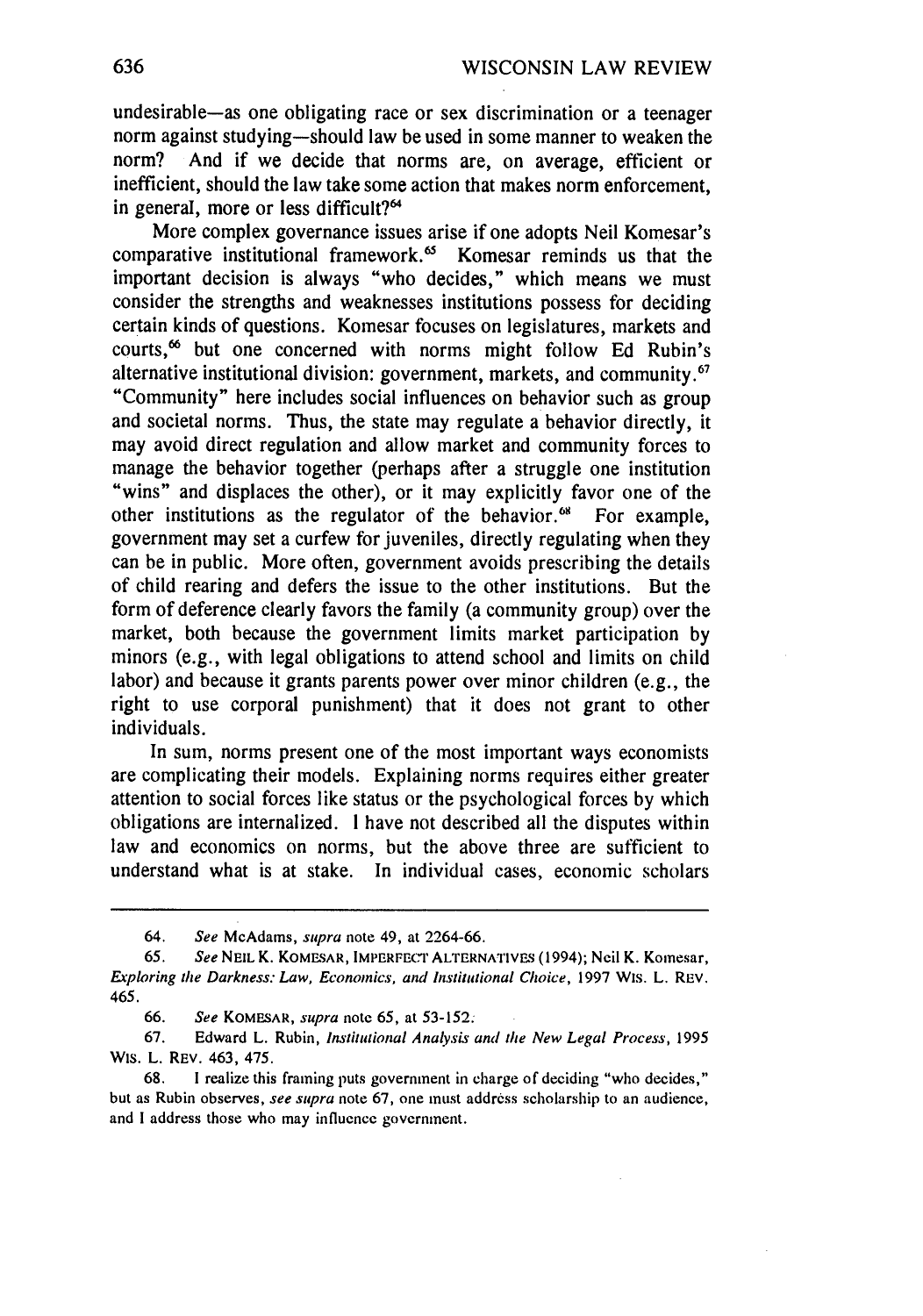undesirable—as one obligating race or sex discrimination or a teenager norm against studying—should law be used in some manner to weaken the norm? And if we decide that norms are, on average, efficient or inefficient, should the law take some action that makes norm enforcement, in general, more or less difficult?[64]

More complex governance issues arise if one adopts Neil Komesar's comparative institutional framework.[65] Komesar reminds us that the important decision is always "who decides," which means we must consider the strengths and weaknesses institutions possess for deciding certain kinds of questions. Komesar focuses on legislatures, markets and courts,[66] but one concerned with norms might follow Ed Rubin's alternative institutional division: government, markets, and community.[67] "Community" here includes social influences on behavior such as group and societal norms. Thus, the state may regulate a behavior directly, it may avoid direct regulation and allow market and community forces to manage the behavior together (perhaps after a struggle one institution "wins" and displaces the other), or it may explicitly favor one of the other institutions as the regulator of the behavior.[68] For example, government may set a curfew for juveniles, directly regulating when they can be in public. More often, government avoids prescribing the details of child rearing and defers the issue to the other institutions. But the form of deference clearly favors the family (a community group) over the market, both because the government limits market participation by minors (e.g., with legal obligations to attend school and limits on child labor) and because it grants parents power over minor children (e.g., the right to use corporal punishment) that it does not grant to other individuals.

In sum, norms present one of the most important ways economists are complicating their models. Explaining norms requires either greater attention to social forces like status or the psychological forces by which obligations are internalized. I have not described all the disputes within law and economics on norms, but the above three are sufficient to understand what is at stake. In individual cases, economic scholars

---

64. *See* McAdams, *supra* note 49, at 2264-66.

65. *See* NEIL K. KOMESAR, IMPERFECT ALTERNATIVES (1994); Neil K. Komesar, *Exploring the Darkness: Law, Economics, and Institutional Choice*, 1997 WIS. L. REV. 465.

66. *See* KOMESAR, *supra* note 65, at 53-152.

67. Edward L. Rubin, *Institutional Analysis and the New Legal Process*, 1995 WIS. L. REV. 463, 475.

68. I realize this framing puts government in charge of deciding "who decides," but as Rubin observes, *see supra* note 67, one must address scholarship to an audience, and I address those who may influence government.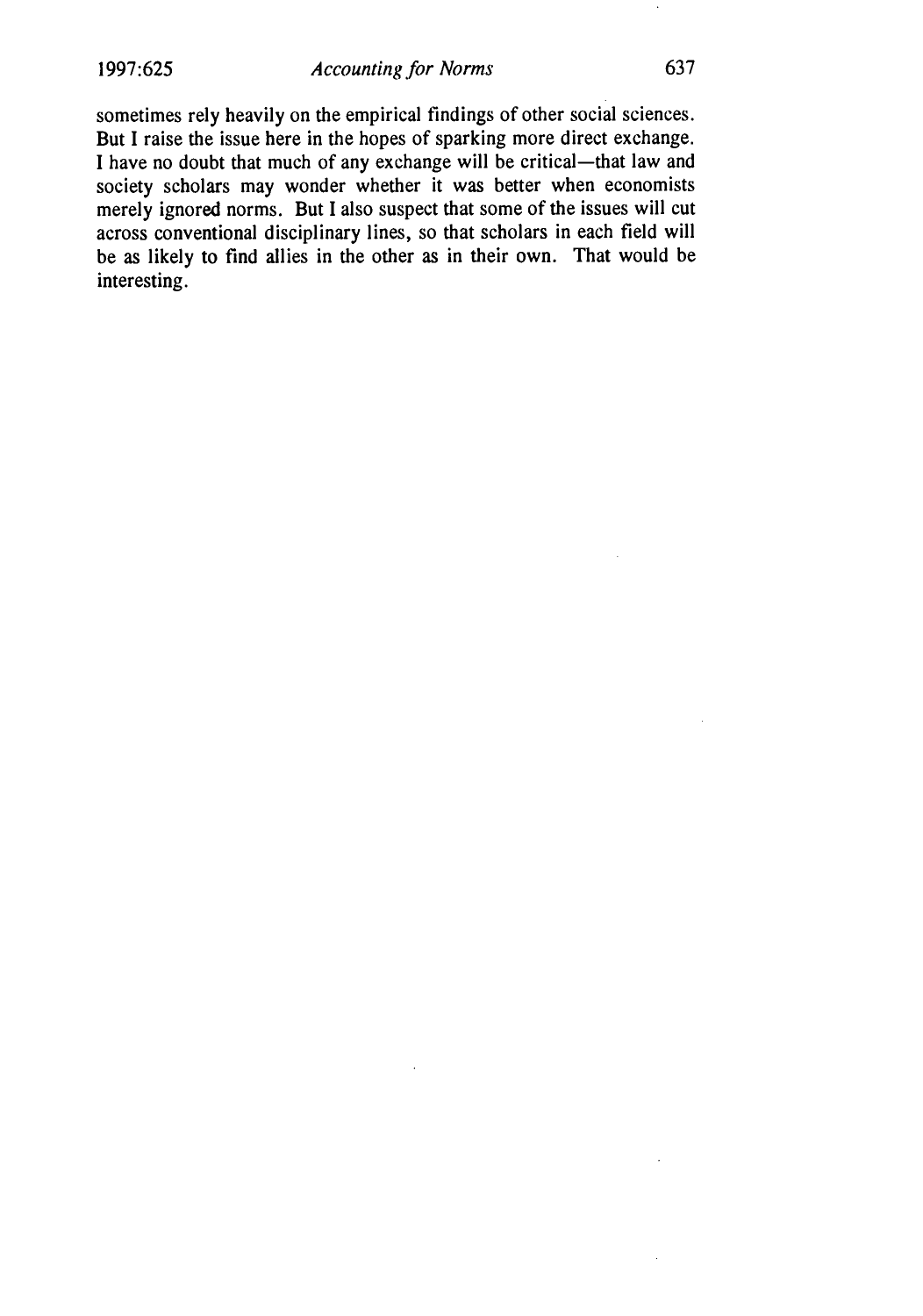sometimes rely heavily on the empirical findings of other social sciences. But I raise the issue here in the hopes of sparking more direct exchange. I have no doubt that much of any exchange will be critical—that law and society scholars may wonder whether it was better when economists merely ignored norms. But I also suspect that some of the issues will cut across conventional disciplinary lines, so that scholars in each field will be as likely to find allies in the other as in their own. That would be interesting.